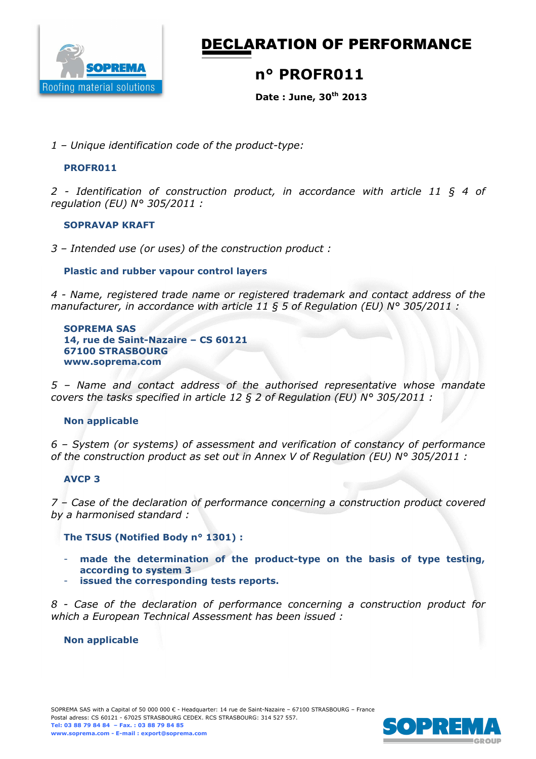# DECLARATION OF PERFORMANCE

## n° PROFR011

**Date : June, 30th 2013**

*1 – Unique identification code of the product-type:*

**PROFR011**

*2 - Identification of construction product, in accordance with article 11 § 4 of regulation (EU) N° 305/2011 :*

**SOPRAVAP KRAFT**

*3 – Intended use (or uses) of the construction product :*

**Plastic and rubber vapour control layers**

*4 - Name, registered trade name or registered trademark and contact address of the manufacturer, in accordance with article 11 § 5 of Regulation (EU) N° 305/2011 :*

**SOPREMA SAS**
**14, rue de Saint-Nazaire – CS 60121**
**67100 STRASBOURG**
**www.soprema.com**

*5 – Name and contact address of the authorised representative whose mandate covers the tasks specified in article 12 § 2 of Regulation (EU) N° 305/2011 :*

**Non applicable**

*6 – System (or systems) of assessment and verification of constancy of performance of the construction product as set out in Annex V of Regulation (EU) N° 305/2011 :*

**AVCP 3**

*7 – Case of the declaration of performance concerning a construction product covered by a harmonised standard :*

**The TSUS (Notified Body n° 1301) :**

- **made the determination of the product-type on the basis of type testing, according to system 3**
- **issued the corresponding tests reports.**

*8 - Case of the declaration of performance concerning a construction product for which a European Technical Assessment has been issued :*

**Non applicable**

SOPREMA SAS with a Capital of 50 000 000 € - Headquarter: 14 rue de Saint-Nazaire – 67100 STRASBOURG – France
Postal adress: CS 60121 - 67025 STRASBOURG CEDEX. RCS STRASBOURG: 314 527 557.
Tel: 03 88 79 84 84 – Fax. : 03 88 79 84 85
www.soprema.com - E-mail : export@soprema.com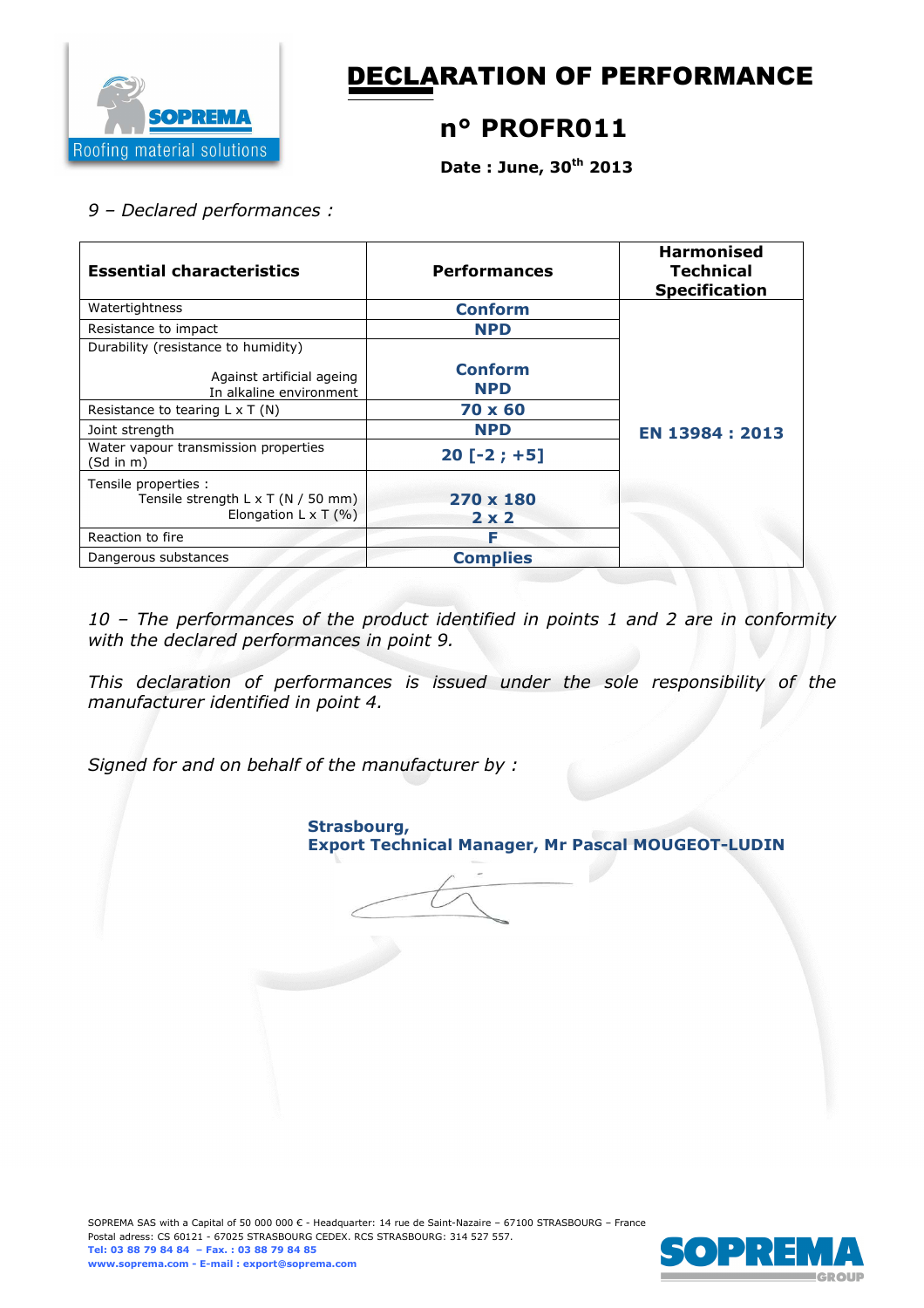# DECLARATION OF PERFORMANCE

## n° PROFR011

**Date : June, 30th 2013**

*9 – Declared performances :*

| Essential characteristics | Performances | Harmonised Technical Specification |
|---|---|---|
| Watertightness | **Conform** | |
| Resistance to impact | **NPD** | |
| Durability (resistance to humidity)<br>Against artificial ageing<br>In alkaline environment | **Conform**<br>**NPD** | |
| Resistance to tearing L x T (N) | **70 x 60** | |
| Joint strength | **NPD** | **EN 13984 : 2013** |
| Water vapour transmission properties (Sd in m) | **20 [-2 ; +5]** | |
| Tensile properties :<br>Tensile strength L x T (N / 50 mm)<br>Elongation L x T (%) | **270 x 180**<br>**2 x 2** | |
| Reaction to fire | **F** | |
| Dangerous substances | **Complies** | |

*10 – The performances of the product identified in points 1 and 2 are in conformity with the declared performances in point 9.*

*This declaration of performances is issued under the sole responsibility of the manufacturer identified in point 4.*

*Signed for and on behalf of the manufacturer by :*

**Strasbourg,**
**Export Technical Manager, Mr Pascal MOUGEOT-LUDIN**

SOPREMA SAS with a Capital of 50 000 000 € - Headquarter: 14 rue de Saint-Nazaire – 67100 STRASBOURG – France
Postal adress: CS 60121 - 67025 STRASBOURG CEDEX. RCS STRASBOURG: 314 527 557.
**Tel: 03 88 79 84 84 – Fax. : 03 88 79 84 85**
**www.soprema.com - E-mail : export@soprema.com**